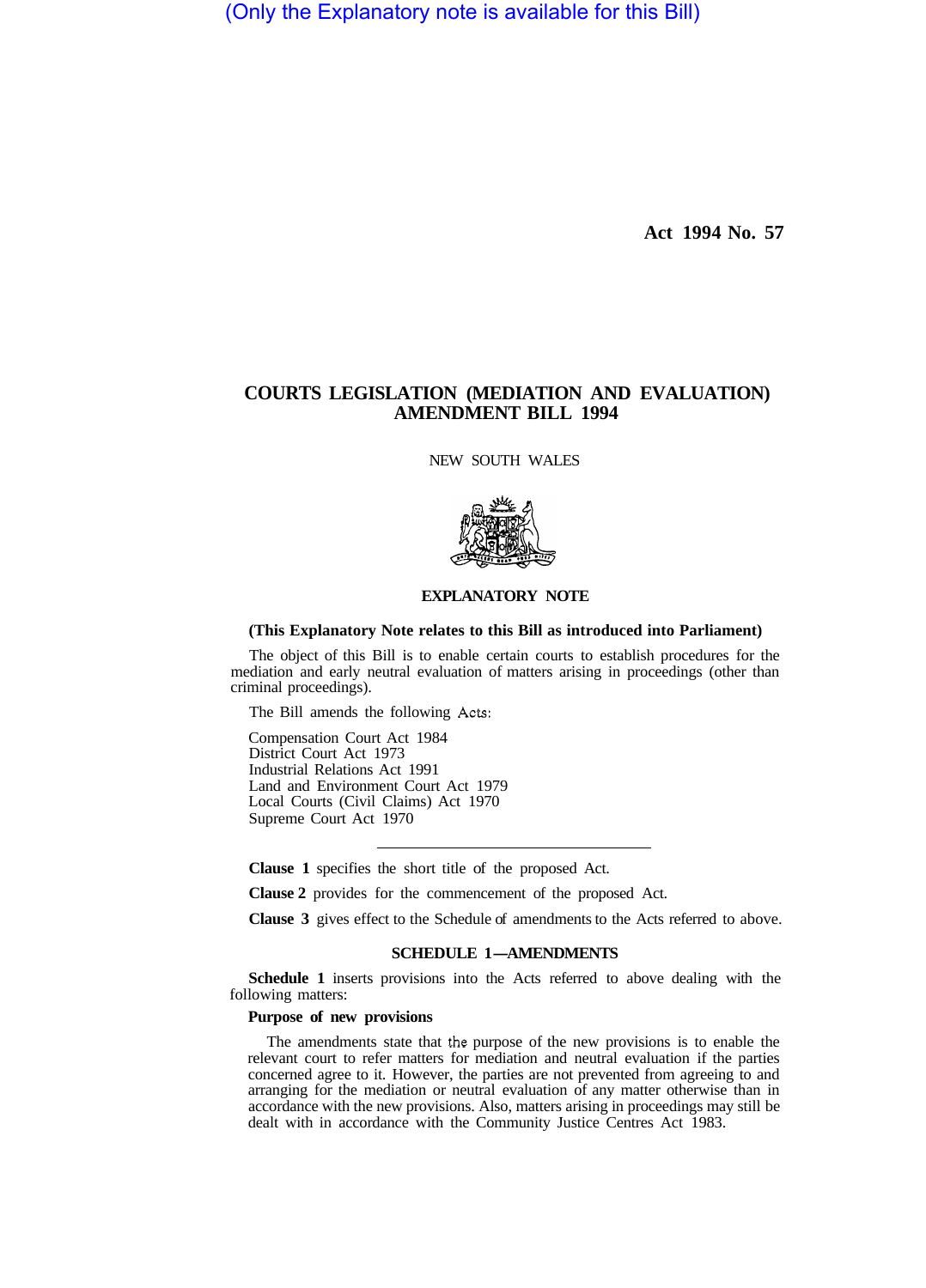(Only the Explanatory note is available for this Bill)

**Act 1994 No. 57**

# COURTS LEGISLATION (MEDIATION AND EVALUATION) AMENDMENT BILL 1994

NEW SOUTH WALES

## EXPLANATORY NOTE

**(This Explanatory Note relates to this Bill as introduced into Parliament)**

The object of this Bill is to enable certain courts to establish procedures for the mediation and early neutral evaluation of matters arising in proceedings (other than criminal proceedings).

The Bill amends the following Acts:

Compensation Court Act 1984
District Court Act 1973
Industrial Relations Act 1991
Land and Environment Court Act 1979
Local Courts (Civil Claims) Act 1970
Supreme Court Act 1970

---

**Clause 1** specifies the short title of the proposed Act.

**Clause 2** provides for the commencement of the proposed Act.

**Clause 3** gives effect to the Schedule of amendments to the Acts referred to above.

### SCHEDULE 1—AMENDMENTS

**Schedule 1** inserts provisions into the Acts referred to above dealing with the following matters:

**Purpose of new provisions**

The amendments state that the purpose of the new provisions is to enable the relevant court to refer matters for mediation and neutral evaluation if the parties concerned agree to it. However, the parties are not prevented from agreeing to and arranging for the mediation or neutral evaluation of any matter otherwise than in accordance with the new provisions. Also, matters arising in proceedings may still be dealt with in accordance with the Community Justice Centres Act 1983.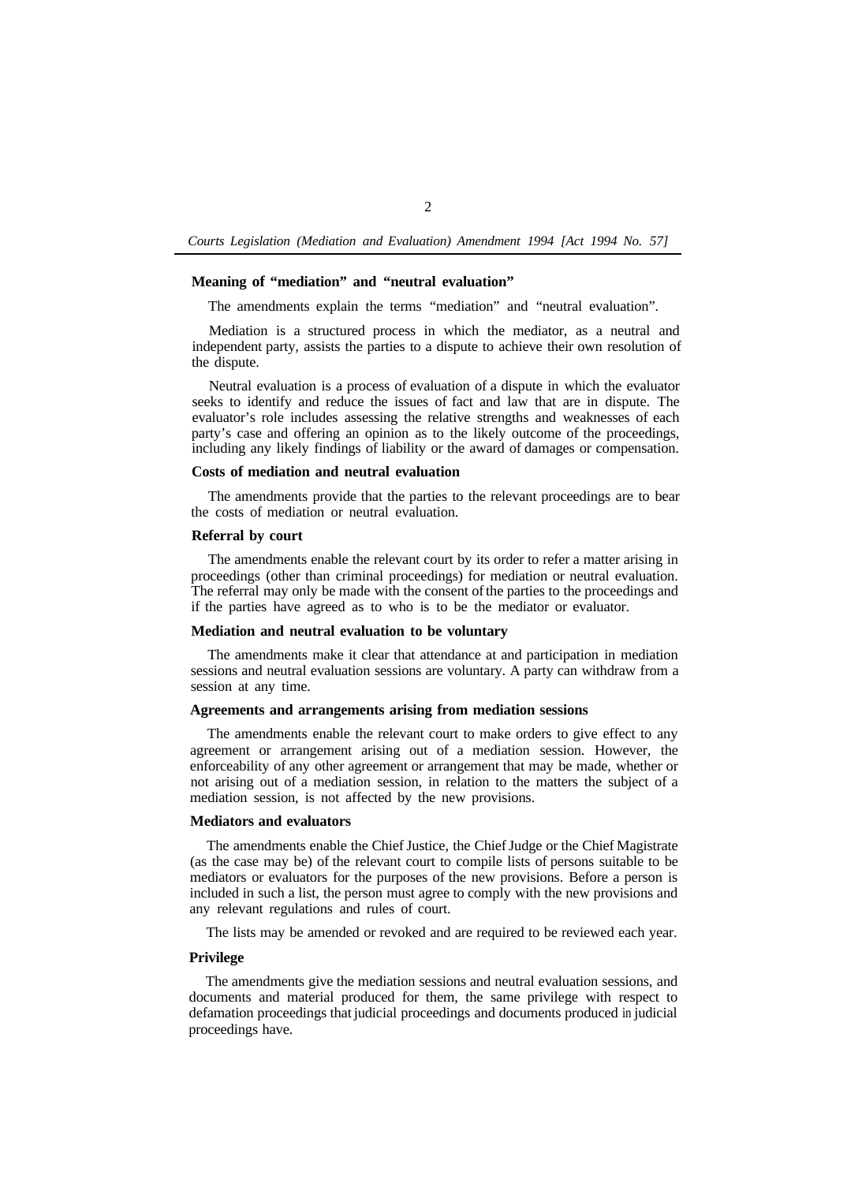**Meaning of "mediation" and "neutral evaluation"**

The amendments explain the terms "mediation" and "neutral evaluation".

Mediation is a structured process in which the mediator, as a neutral and independent party, assists the parties to a dispute to achieve their own resolution of the dispute.

Neutral evaluation is a process of evaluation of a dispute in which the evaluator seeks to identify and reduce the issues of fact and law that are in dispute. The evaluator's role includes assessing the relative strengths and weaknesses of each party's case and offering an opinion as to the likely outcome of the proceedings, including any likely findings of liability or the award of damages or compensation.

**Costs of mediation and neutral evaluation**

The amendments provide that the parties to the relevant proceedings are to bear the costs of mediation or neutral evaluation.

**Referral by court**

The amendments enable the relevant court by its order to refer a matter arising in proceedings (other than criminal proceedings) for mediation or neutral evaluation. The referral may only be made with the consent of the parties to the proceedings and if the parties have agreed as to who is to be the mediator or evaluator.

**Mediation and neutral evaluation to be voluntary**

The amendments make it clear that attendance at and participation in mediation sessions and neutral evaluation sessions are voluntary. A party can withdraw from a session at any time.

**Agreements and arrangements arising from mediation sessions**

The amendments enable the relevant court to make orders to give effect to any agreement or arrangement arising out of a mediation session. However, the enforceability of any other agreement or arrangement that may be made, whether or not arising out of a mediation session, in relation to the matters the subject of a mediation session, is not affected by the new provisions.

**Mediators and evaluators**

The amendments enable the Chief Justice, the Chief Judge or the Chief Magistrate (as the case may be) of the relevant court to compile lists of persons suitable to be mediators or evaluators for the purposes of the new provisions. Before a person is included in such a list, the person must agree to comply with the new provisions and any relevant regulations and rules of court.

The lists may be amended or revoked and are required to be reviewed each year.

**Privilege**

The amendments give the mediation sessions and neutral evaluation sessions, and documents and material produced for them, the same privilege with respect to defamation proceedings that judicial proceedings and documents produced in judicial proceedings have.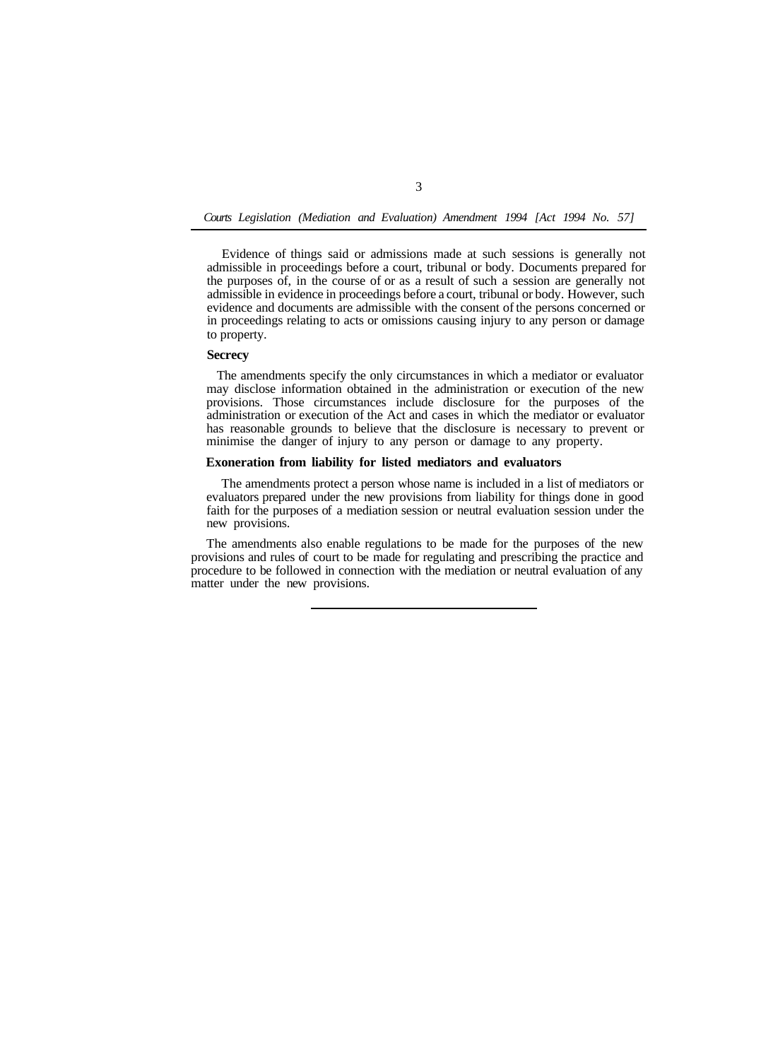Evidence of things said or admissions made at such sessions is generally not admissible in proceedings before a court, tribunal or body. Documents prepared for the purposes of, in the course of or as a result of such a session are generally not admissible in evidence in proceedings before a court, tribunal or body. However, such evidence and documents are admissible with the consent of the persons concerned or in proceedings relating to acts or omissions causing injury to any person or damage to property.

**Secrecy**

The amendments specify the only circumstances in which a mediator or evaluator may disclose information obtained in the administration or execution of the new provisions. Those circumstances include disclosure for the purposes of the administration or execution of the Act and cases in which the mediator or evaluator has reasonable grounds to believe that the disclosure is necessary to prevent or minimise the danger of injury to any person or damage to any property.

**Exoneration from liability for listed mediators and evaluators**

The amendments protect a person whose name is included in a list of mediators or evaluators prepared under the new provisions from liability for things done in good faith for the purposes of a mediation session or neutral evaluation session under the new provisions.

The amendments also enable regulations to be made for the purposes of the new provisions and rules of court to be made for regulating and prescribing the practice and procedure to be followed in connection with the mediation or neutral evaluation of any matter under the new provisions.